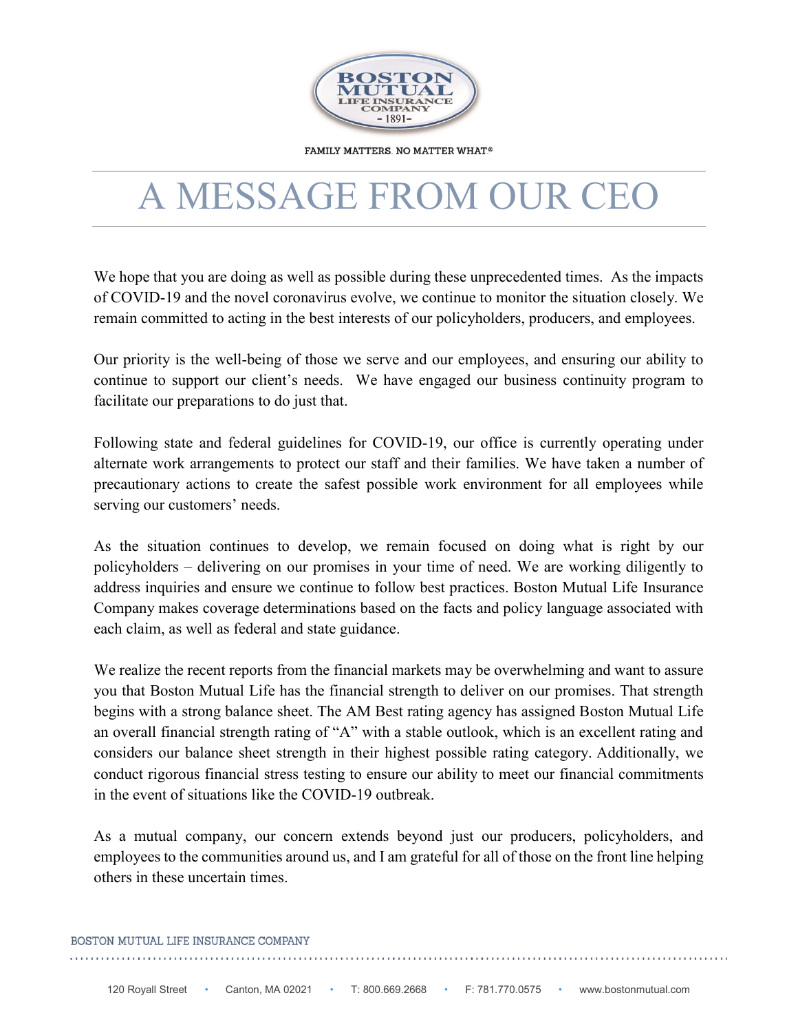BOSTON MUTUAL LIFE INSURANCE COMPANY - 1891-

FAMILY MATTERS. NO MATTER WHAT®

# A MESSAGE FROM OUR CEO

We hope that you are doing as well as possible during these unprecedented times. As the impacts of COVID-19 and the novel coronavirus evolve, we continue to monitor the situation closely. We remain committed to acting in the best interests of our policyholders, producers, and employees.

Our priority is the well-being of those we serve and our employees, and ensuring our ability to continue to support our client's needs. We have engaged our business continuity program to facilitate our preparations to do just that.

Following state and federal guidelines for COVID-19, our office is currently operating under alternate work arrangements to protect our staff and their families. We have taken a number of precautionary actions to create the safest possible work environment for all employees while serving our customers' needs.

As the situation continues to develop, we remain focused on doing what is right by our policyholders – delivering on our promises in your time of need. We are working diligently to address inquiries and ensure we continue to follow best practices. Boston Mutual Life Insurance Company makes coverage determinations based on the facts and policy language associated with each claim, as well as federal and state guidance.

We realize the recent reports from the financial markets may be overwhelming and want to assure you that Boston Mutual Life has the financial strength to deliver on our promises. That strength begins with a strong balance sheet. The AM Best rating agency has assigned Boston Mutual Life an overall financial strength rating of "A" with a stable outlook, which is an excellent rating and considers our balance sheet strength in their highest possible rating category. Additionally, we conduct rigorous financial stress testing to ensure our ability to meet our financial commitments in the event of situations like the COVID-19 outbreak.

As a mutual company, our concern extends beyond just our producers, policyholders, and employees to the communities around us, and I am grateful for all of those on the front line helping others in these uncertain times.

BOSTON MUTUAL LIFE INSURANCE COMPANY

120 Royall Street • Canton, MA 02021 • T: 800.669.2668 • F: 781.770.0575 • www.bostonmutual.com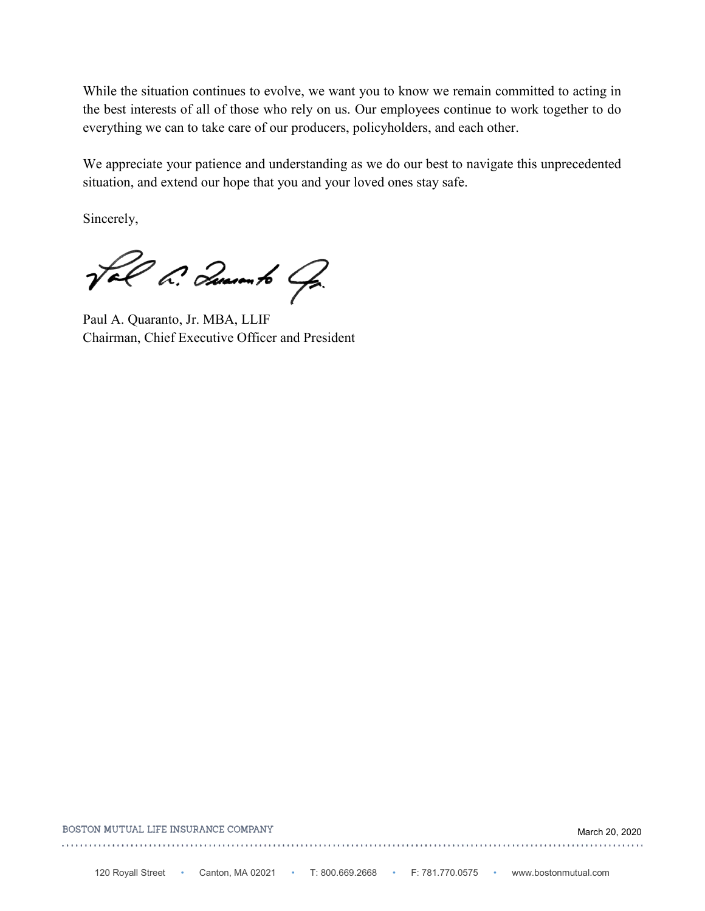While the situation continues to evolve, we want you to know we remain committed to acting in the best interests of all of those who rely on us. Our employees continue to work together to do everything we can to take care of our producers, policyholders, and each other.

We appreciate your patience and understanding as we do our best to navigate this unprecedented situation, and extend our hope that you and your loved ones stay safe.

Sincerely,

Paul A. Quaranto, Jr. MBA, LLIF
Chairman, Chief Executive Officer and President